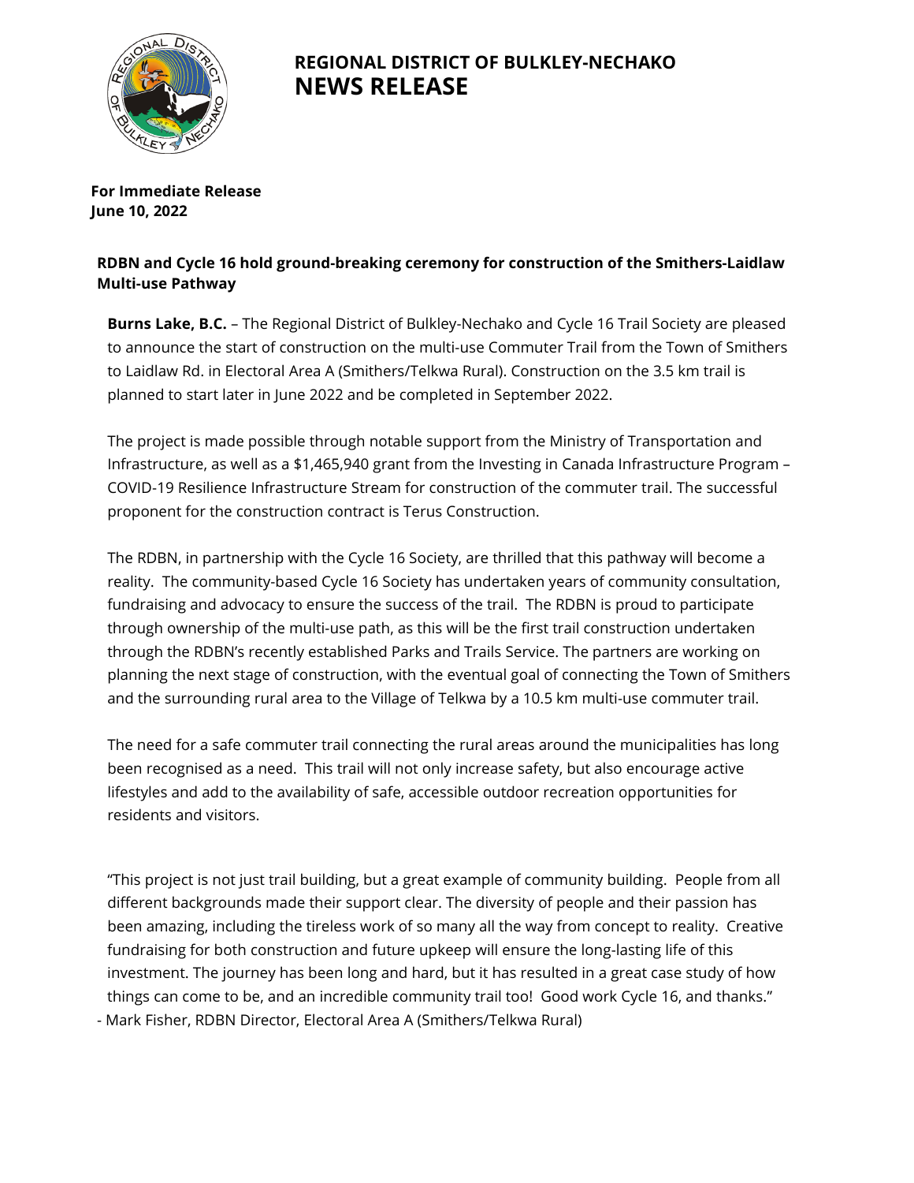# REGIONAL DISTRICT OF BULKLEY-NECHAKO
# NEWS RELEASE

**For Immediate Release**
**June 10, 2022**

## RDBN and Cycle 16 hold ground-breaking ceremony for construction of the Smithers-Laidlaw Multi-use Pathway

**Burns Lake, B.C.** – The Regional District of Bulkley-Nechako and Cycle 16 Trail Society are pleased to announce the start of construction on the multi-use Commuter Trail from the Town of Smithers to Laidlaw Rd. in Electoral Area A (Smithers/Telkwa Rural). Construction on the 3.5 km trail is planned to start later in June 2022 and be completed in September 2022.

The project is made possible through notable support from the Ministry of Transportation and Infrastructure, as well as a $1,465,940 grant from the Investing in Canada Infrastructure Program – COVID-19 Resilience Infrastructure Stream for construction of the commuter trail. The successful proponent for the construction contract is Terus Construction.

The RDBN, in partnership with the Cycle 16 Society, are thrilled that this pathway will become a reality. The community-based Cycle 16 Society has undertaken years of community consultation, fundraising and advocacy to ensure the success of the trail. The RDBN is proud to participate through ownership of the multi-use path, as this will be the first trail construction undertaken through the RDBN's recently established Parks and Trails Service. The partners are working on planning the next stage of construction, with the eventual goal of connecting the Town of Smithers and the surrounding rural area to the Village of Telkwa by a 10.5 km multi-use commuter trail.

The need for a safe commuter trail connecting the rural areas around the municipalities has long been recognised as a need. This trail will not only increase safety, but also encourage active lifestyles and add to the availability of safe, accessible outdoor recreation opportunities for residents and visitors.

"This project is not just trail building, but a great example of community building. People from all different backgrounds made their support clear. The diversity of people and their passion has been amazing, including the tireless work of so many all the way from concept to reality. Creative fundraising for both construction and future upkeep will ensure the long-lasting life of this investment. The journey has been long and hard, but it has resulted in a great case study of how things can come to be, and an incredible community trail too! Good work Cycle 16, and thanks."
- Mark Fisher, RDBN Director, Electoral Area A (Smithers/Telkwa Rural)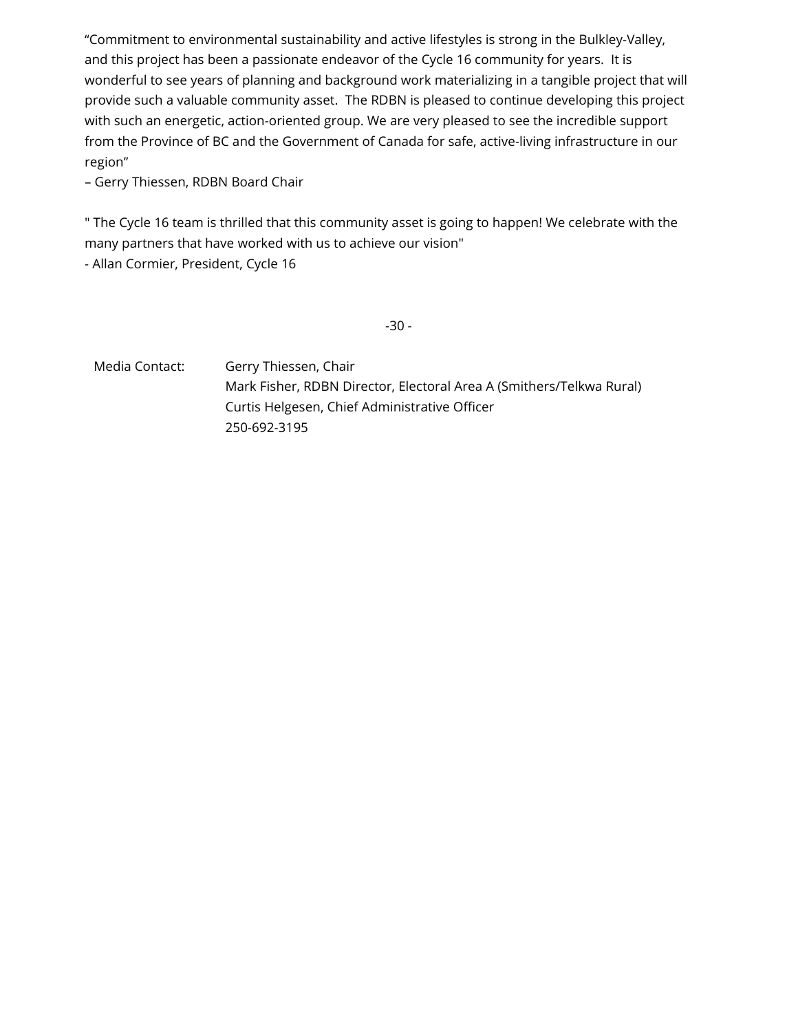"Commitment to environmental sustainability and active lifestyles is strong in the Bulkley-Valley, and this project has been a passionate endeavor of the Cycle 16 community for years. It is wonderful to see years of planning and background work materializing in a tangible project that will provide such a valuable community asset. The RDBN is pleased to continue developing this project with such an energetic, action-oriented group. We are very pleased to see the incredible support from the Province of BC and the Government of Canada for safe, active-living infrastructure in our region"

– Gerry Thiessen, RDBN Board Chair

" The Cycle 16 team is thrilled that this community asset is going to happen! We celebrate with the many partners that have worked with us to achieve our vision"

- Allan Cormier, President, Cycle 16

-30 -

Media Contact: Gerry Thiessen, Chair
Mark Fisher, RDBN Director, Electoral Area A (Smithers/Telkwa Rural)
Curtis Helgesen, Chief Administrative Officer
250-692-3195